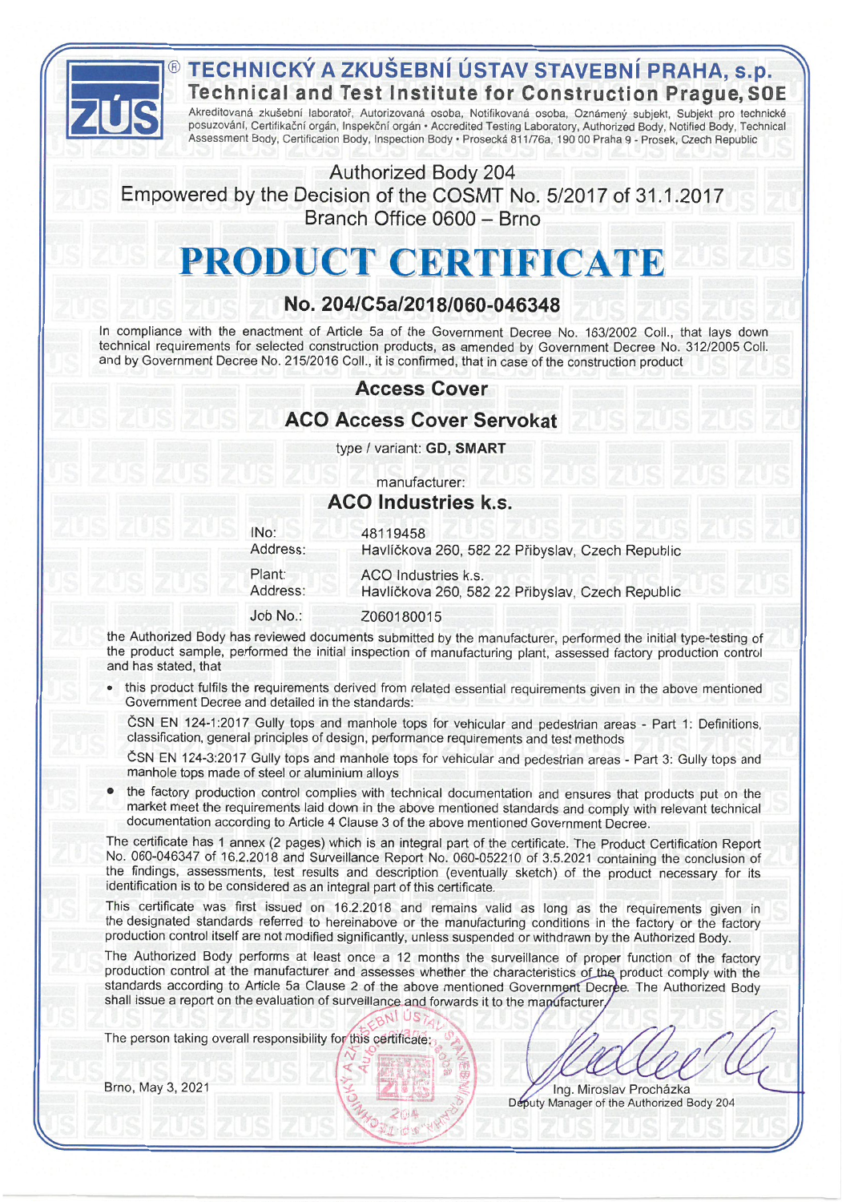# TECHNICKÝ A ZKUŠEBNÍ ÚSTAV STAVEBNÍ PRAHA, s.p.

## Technical and Test Institute for Construction Prague, SOE

Akreditovaná zkušební laboratoř, Autorizovaná osoba, Notifikovaná osoba, Oznámený subjekt, Subjekt pro technické posuzování, Certifikační orgán, Inspekční orgán • Accredited Testing Laboratory, Authorized Body, Notified Body, Technical Assessment Body, Certification Body, Inspection Body • Prosecká 811/76a, 190 00 Praha 9 - Prosek, Czech Republic

Authorized Body 204
Empowered by the Decision of the COSMT No. 5/2017 of 31.1.2017
Branch Office 0600 – Brno

# PRODUCT CERTIFICATE

## No. 204/C5a/2018/060-046348

In compliance with the enactment of Article 5a of the Government Decree No. 163/2002 Coll., that lays down technical requirements for selected construction products, as amended by Government Decree No. 312/2005 Coll. and by Government Decree No. 215/2016 Coll., it is confirmed, that in case of the construction product

### Access Cover

### ACO Access Cover Servokat

type / variant: **GD, SMART**

manufacturer:

### ACO Industries k.s.

| | |
|---|---|
| INo: | 48119458 |
| Address: | Havlíčkova 260, 582 22 Přibyslav, Czech Republic |
| Plant: Address: | ACO Industries k.s. Havlíčkova 260, 582 22 Přibyslav, Czech Republic |
| Job No.: | Z060180015 |

the Authorized Body has reviewed documents submitted by the manufacturer, performed the initial type-testing of the product sample, performed the initial inspection of manufacturing plant, assessed factory production control and has stated, that

- this product fulfils the requirements derived from related essential requirements given in the above mentioned Government Decree and detailed in the standards:

  ČSN EN 124-1:2017 Gully tops and manhole tops for vehicular and pedestrian areas - Part 1: Definitions, classification, general principles of design, performance requirements and test methods

  ČSN EN 124-3:2017 Gully tops and manhole tops for vehicular and pedestrian areas - Part 3: Gully tops and manhole tops made of steel or aluminium alloys

- the factory production control complies with technical documentation and ensures that products put on the market meet the requirements laid down in the above mentioned standards and comply with relevant technical documentation according to Article 4 Clause 3 of the above mentioned Government Decree.

The certificate has 1 annex (2 pages) which is an integral part of the certificate. The Product Certification Report No. 060-046347 of 16.2.2018 and Surveillance Report No. 060-052210 of 3.5.2021 containing the conclusion of the findings, assessments, test results and description (eventually sketch) of the product necessary for its identification is to be considered as an integral part of this certificate.

This certificate was first issued on 16.2.2018 and remains valid as long as the requirements given in the designated standards referred to hereinabove or the manufacturing conditions in the factory or the factory production control itself are not modified significantly, unless suspended or withdrawn by the Authorized Body.

The Authorized Body performs at least once a 12 months the surveillance of proper function of the factory production control at the manufacturer and assesses whether the characteristics of the product comply with the standards according to Article 5a Clause 2 of the above mentioned Government Decree. The Authorized Body shall issue a report on the evaluation of surveillance and forwards it to the manufacturer.

The person taking overall responsibility for this certificate:

Brno, May 3, 2021

Ing. Miroslav Procházka
Deputy Manager of the Authorized Body 204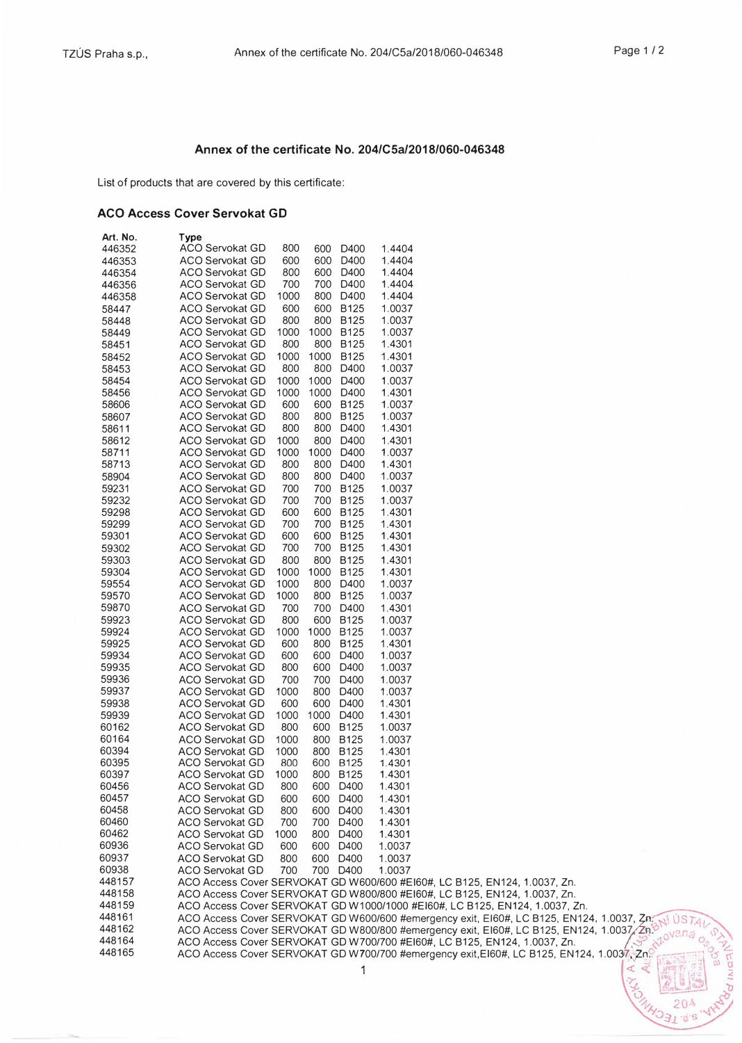## Annex of the certificate No. 204/C5a/2018/060-046348

List of products that are covered by this certificate:

### ACO Access Cover Servokat GD

| Art. No. | Type | | | | |
|---|---|---|---|---|---|
| 446352 | ACO Servokat GD | 800 | 600 | D400 | 1.4404 |
| 446353 | ACO Servokat GD | 600 | 600 | D400 | 1.4404 |
| 446354 | ACO Servokat GD | 800 | 600 | D400 | 1.4404 |
| 446356 | ACO Servokat GD | 700 | 700 | D400 | 1.4404 |
| 446358 | ACO Servokat GD | 1000 | 800 | D400 | 1.4404 |
| 58447 | ACO Servokat GD | 600 | 600 | B125 | 1.0037 |
| 58448 | ACO Servokat GD | 800 | 800 | B125 | 1.0037 |
| 58449 | ACO Servokat GD | 1000 | 1000 | B125 | 1.0037 |
| 58451 | ACO Servokat GD | 800 | 800 | B125 | 1.4301 |
| 58452 | ACO Servokat GD | 1000 | 1000 | B125 | 1.4301 |
| 58453 | ACO Servokat GD | 800 | 800 | D400 | 1.0037 |
| 58454 | ACO Servokat GD | 1000 | 1000 | D400 | 1.0037 |
| 58456 | ACO Servokat GD | 1000 | 1000 | D400 | 1.4301 |
| 58606 | ACO Servokat GD | 600 | 600 | B125 | 1.0037 |
| 58607 | ACO Servokat GD | 800 | 800 | B125 | 1.0037 |
| 58611 | ACO Servokat GD | 800 | 800 | D400 | 1.4301 |
| 58612 | ACO Servokat GD | 1000 | 800 | D400 | 1.4301 |
| 58711 | ACO Servokat GD | 1000 | 1000 | D400 | 1.0037 |
| 58713 | ACO Servokat GD | 800 | 800 | D400 | 1.4301 |
| 58904 | ACO Servokat GD | 800 | 800 | D400 | 1.0037 |
| 59231 | ACO Servokat GD | 700 | 700 | B125 | 1.0037 |
| 59232 | ACO Servokat GD | 700 | 700 | B125 | 1.0037 |
| 59298 | ACO Servokat GD | 600 | 600 | B125 | 1.4301 |
| 59299 | ACO Servokat GD | 700 | 700 | B125 | 1.4301 |
| 59301 | ACO Servokat GD | 600 | 600 | B125 | 1.4301 |
| 59302 | ACO Servokat GD | 700 | 700 | B125 | 1.4301 |
| 59303 | ACO Servokat GD | 800 | 800 | B125 | 1.4301 |
| 59304 | ACO Servokat GD | 1000 | 1000 | B125 | 1.4301 |
| 59554 | ACO Servokat GD | 1000 | 800 | D400 | 1.0037 |
| 59570 | ACO Servokat GD | 1000 | 800 | B125 | 1.0037 |
| 59870 | ACO Servokat GD | 700 | 700 | D400 | 1.4301 |
| 59923 | ACO Servokat GD | 800 | 600 | B125 | 1.0037 |
| 59924 | ACO Servokat GD | 1000 | 1000 | B125 | 1.0037 |
| 59925 | ACO Servokat GD | 600 | 800 | B125 | 1.4301 |
| 59934 | ACO Servokat GD | 600 | 600 | D400 | 1.0037 |
| 59935 | ACO Servokat GD | 800 | 600 | D400 | 1.0037 |
| 59936 | ACO Servokat GD | 700 | 700 | D400 | 1.0037 |
| 59937 | ACO Servokat GD | 1000 | 800 | D400 | 1.0037 |
| 59938 | ACO Servokat GD | 600 | 600 | D400 | 1.4301 |
| 59939 | ACO Servokat GD | 1000 | 1000 | D400 | 1.4301 |
| 60162 | ACO Servokat GD | 800 | 600 | B125 | 1.0037 |
| 60164 | ACO Servokat GD | 1000 | 800 | B125 | 1.0037 |
| 60394 | ACO Servokat GD | 1000 | 800 | B125 | 1.4301 |
| 60395 | ACO Servokat GD | 800 | 600 | B125 | 1.4301 |
| 60397 | ACO Servokat GD | 1000 | 800 | B125 | 1.4301 |
| 60456 | ACO Servokat GD | 800 | 600 | D400 | 1.4301 |
| 60457 | ACO Servokat GD | 600 | 600 | D400 | 1.4301 |
| 60458 | ACO Servokat GD | 800 | 600 | D400 | 1.4301 |
| 60460 | ACO Servokat GD | 700 | 700 | D400 | 1.4301 |
| 60462 | ACO Servokat GD | 1000 | 800 | D400 | 1.4301 |
| 60936 | ACO Servokat GD | 600 | 600 | D400 | 1.0037 |
| 60937 | ACO Servokat GD | 800 | 600 | D400 | 1.0037 |
| 60938 | ACO Servokat GD | 700 | 700 | D400 | 1.0037 |
| 448157 | ACO Access Cover SERVOKAT GD W600/600 #EI60#, LC B125, EN124, 1.0037, Zn. | | | | |
| 448158 | ACO Access Cover SERVOKAT GD W800/800 #EI60#, LC B125, EN124, 1.0037, Zn. | | | | |
| 448159 | ACO Access Cover SERVOKAT GD W1000/1000 #EI60#, LC B125, EN124, 1.0037, Zn. | | | | |
| 448161 | ACO Access Cover SERVOKAT GD W600/600 #emergency exit, EI60#, LC B125, EN124, 1.0037, Zn. | | | | |
| 448162 | ACO Access Cover SERVOKAT GD W800/800 #emergency exit, EI60#, LC B125, EN124, 1.0037, Zn. | | | | |
| 448164 | ACO Access Cover SERVOKAT GD W700/700 #EI60#, LC B125, EN124, 1.0037, Zn. | | | | |
| 448165 | ACO Access Cover SERVOKAT GD W700/700 #emergency exit,EI60#, LC B125, EN124, 1.0037, Zn. | | | | |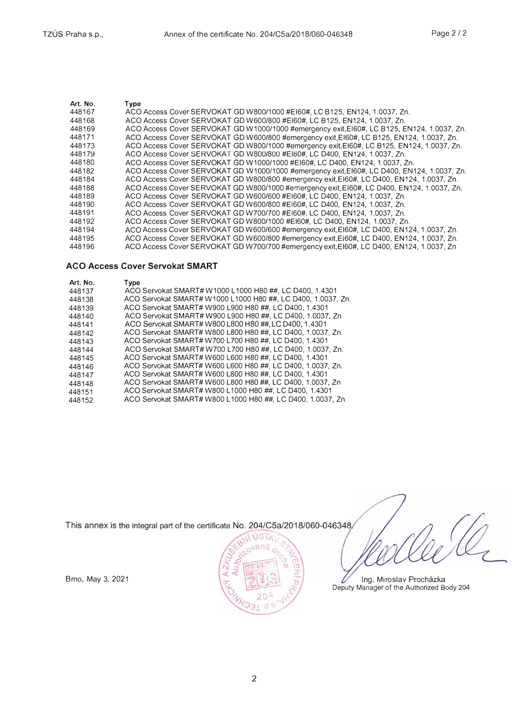| Art. No. | Type |
|---|---|
| 448167 | ACO Access Cover SERVOKAT GD W800/1000 #EI60#, LC B125, EN124, 1.0037, Zn. |
| 448168 | ACO Access Cover SERVOKAT GD W600/800 #EI60#, LC B125, EN124, 1.0037, Zn. |
| 448169 | ACO Access Cover SERVOKAT GD W1000/1000 #emergency exit,EI60#, LC B125, EN124, 1.0037, Zn. |
| 448171 | ACO Access Cover SERVOKAT GD W600/800 #emergency exit,EI60#, LC B125, EN124, 1.0037, Zn. |
| 448173 | ACO Access Cover SERVOKAT GD W800/1000 #emergency exit,EI60#, LC B125, EN124, 1.0037, Zn. |
| 448179 | ACO Access Cover SERVOKAT GD W800/800 #EI60#, LC D400, EN124, 1.0037, Zn. |
| 448180 | ACO Access Cover SERVOKAT GD W1000/1000 #EI60#, LC D400, EN124, 1.0037, Zn. |
| 448182 | ACO Access Cover SERVOKAT GD W1000/1000 #emergency exit,EI60#, LC D400, EN124, 1.0037, Zn. |
| 448184 | ACO Access Cover SERVOKAT GD W800/800 #emergency exit,EI60#, LC D400, EN124, 1.0037, Zn. |
| 448188 | ACO Access Cover SERVOKAT GD W800/1000 #emergency exit,EI60#, LC D400, EN124, 1.0037, Zn. |
| 448189 | ACO Access Cover SERVOKAT GD W600/600 #EI60#, LC D400, EN124, 1.0037, Zn. |
| 448190 | ACO Access Cover SERVOKAT GD W600/800 #EI60#, LC D400, EN124, 1.0037, Zn. |
| 448191 | ACO Access Cover SERVOKAT GD W700/700 #EI60#, LC D400, EN124, 1.0037, Zn. |
| 448192 | ACO Access Cover SERVOKAT GD W800/1000 #EI60#, LC D400, EN124, 1.0037, Zn. |
| 448194 | ACO Access Cover SERVOKAT GD W600/600 #emergency exit,EI60#, LC D400, EN124, 1.0037, Zn. |
| 448195 | ACO Access Cover SERVOKAT GD W600/800 #emergency exit,EI60#, LC D400, EN124, 1.0037, Zn. |
| 448196 | ACO Access Cover SERVOKAT GD W700/700 #emergency exit,EI60#, LC D400, EN124, 1.0037, Zn |

## ACO Access Cover Servokat SMART

| Art. No. | Type |
|---|---|
| 448137 | ACO Servokat SMART# W1000 L1000 H80 ##, LC D400, 1.4301 |
| 448138 | ACO Servokat SMART# W1000 L1000 H80 ##, LC D400, 1.0037, Zn. |
| 448139 | ACO Servokat SMART# W900 L900 H80 ##, LC D400, 1.4301 |
| 448140 | ACO Servokat SMART# W900 L900 H80 ##, LC D400, 1.0037, Zn |
| 448141 | ACO Servokat SMART# W800 L800 H80 ##, LC D400, 1.4301 |
| 448142 | ACO Servokat SMART# W800 L800 H80 ##, LC D400, 1.0037, Zn. |
| 448143 | ACO Servokat SMART# W700 L700 H80 ##, LC D400, 1.4301 |
| 448144 | ACO Servokat SMART# W700 L700 H80 ##, LC D400, 1.0037, Zn. |
| 448145 | ACO Servokat SMART# W600 L600 H80 ##, LC D400, 1.4301 |
| 448146 | ACO Servokat SMART# W600 L600 H80 ##, LC D400, 1.0037, Zn. |
| 448147 | ACO Servokat SMART# W600 L800 H80 ##, LC D400, 1.4301 |
| 448148 | ACO Servokat SMART# W600 L800 H80 ##, LC D400, 1.0037, Zn |
| 448151 | ACO Servokat SMART# W800 L1000 H80 ##, LC D400, 1.4301 |
| 448152 | ACO Servokat SMART# W800 L1000 H80 ##, LC D400, 1.0037, Zn |

This annex is the integral part of the certificate No. 204/C5a/2018/060-046348.

Brno, May 3, 2021

Ing. Miroslav Procházka
Deputy Manager of the Authorized Body 204